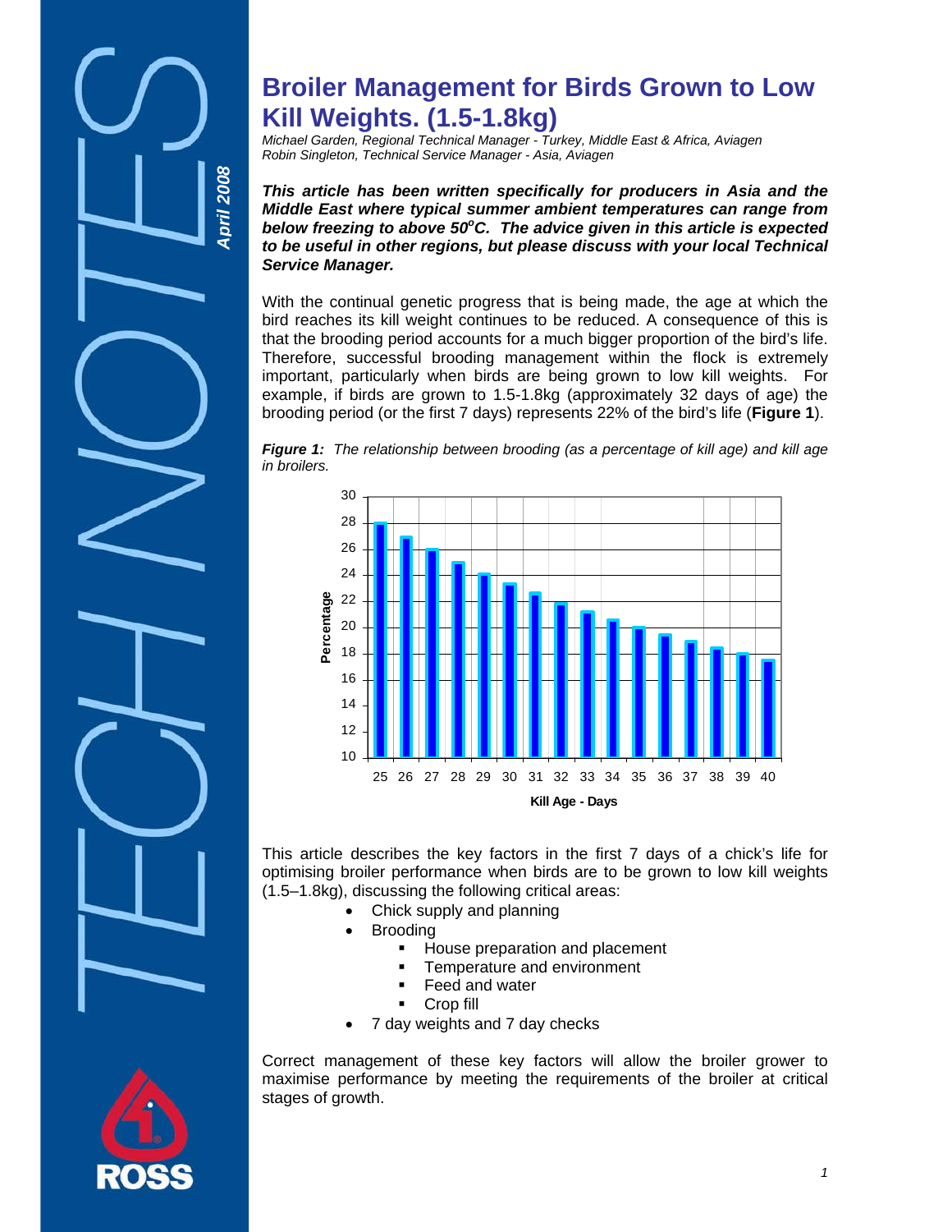# Broiler Management for Birds Grown to Low Kill Weights. (1.5-1.8kg)

*Michael Garden, Regional Technical Manager - Turkey, Middle East & Africa, Aviagen*
*Robin Singleton, Technical Service Manager - Asia, Aviagen*

***This article has been written specifically for producers in Asia and the Middle East where typical summer ambient temperatures can range from below freezing to above 50°C. The advice given in this article is expected to be useful in other regions, but please discuss with your local Technical Service Manager.***

With the continual genetic progress that is being made, the age at which the bird reaches its kill weight continues to be reduced. A consequence of this is that the brooding period accounts for a much bigger proportion of the bird's life. Therefore, successful brooding management within the flock is extremely important, particularly when birds are being grown to low kill weights. For example, if birds are grown to 1.5-1.8kg (approximately 32 days of age) the brooding period (or the first 7 days) represents 22% of the bird's life (**Figure 1**).

***Figure 1:*** *The relationship between brooding (as a percentage of kill age) and kill age in broilers.*

Percentage
30
28
26
24
22
20
18
16
14
12
10

25 26 27 28 29 30 31 32 33 34 35 36 37 38 39 40

Kill Age - Days

This article describes the key factors in the first 7 days of a chick's life for optimising broiler performance when birds are to be grown to low kill weights (1.5–1.8kg), discussing the following critical areas:

- Chick supply and planning
- Brooding
  - House preparation and placement
  - Temperature and environment
  - Feed and water
  - Crop fill
- 7 day weights and 7 day checks

Correct management of these key factors will allow the broiler grower to maximise performance by meeting the requirements of the broiler at critical stages of growth.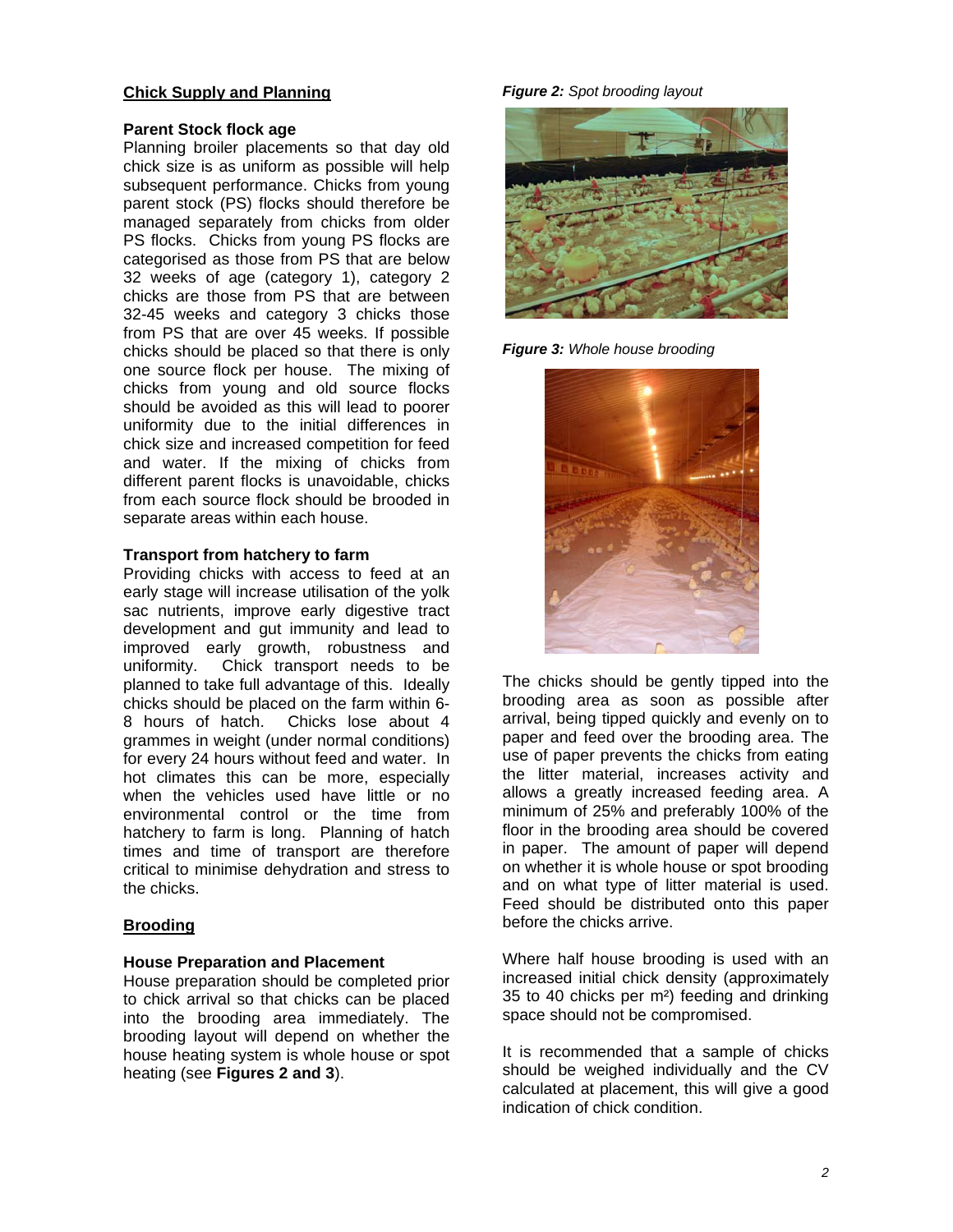## Chick Supply and Planning

### Parent Stock flock age

Planning broiler placements so that day old chick size is as uniform as possible will help subsequent performance. Chicks from young parent stock (PS) flocks should therefore be managed separately from chicks from older PS flocks. Chicks from young PS flocks are categorised as those from PS that are below 32 weeks of age (category 1), category 2 chicks are those from PS that are between 32-45 weeks and category 3 chicks those from PS that are over 45 weeks. If possible chicks should be placed so that there is only one source flock per house. The mixing of chicks from young and old source flocks should be avoided as this will lead to poorer uniformity due to the initial differences in chick size and increased competition for feed and water. If the mixing of chicks from different parent flocks is unavoidable, chicks from each source flock should be brooded in separate areas within each house.

### Transport from hatchery to farm

Providing chicks with access to feed at an early stage will increase utilisation of the yolk sac nutrients, improve early digestive tract development and gut immunity and lead to improved early growth, robustness and uniformity. Chick transport needs to be planned to take full advantage of this. Ideally chicks should be placed on the farm within 6-8 hours of hatch. Chicks lose about 4 grammes in weight (under normal conditions) for every 24 hours without feed and water. In hot climates this can be more, especially when the vehicles used have little or no environmental control or the time from hatchery to farm is long. Planning of hatch times and time of transport are therefore critical to minimise dehydration and stress to the chicks.

## Brooding

### House Preparation and Placement

House preparation should be completed prior to chick arrival so that chicks can be placed into the brooding area immediately. The brooding layout will depend on whether the house heating system is whole house or spot heating (see **Figures 2 and 3**).

***Figure 2:*** *Spot brooding layout*

***Figure 3:*** *Whole house brooding*

The chicks should be gently tipped into the brooding area as soon as possible after arrival, being tipped quickly and evenly on to paper and feed over the brooding area. The use of paper prevents the chicks from eating the litter material, increases activity and allows a greatly increased feeding area. A minimum of 25% and preferably 100% of the floor in the brooding area should be covered in paper. The amount of paper will depend on whether it is whole house or spot brooding and on what type of litter material is used. Feed should be distributed onto this paper before the chicks arrive.

Where half house brooding is used with an increased initial chick density (approximately 35 to 40 chicks per m²) feeding and drinking space should not be compromised.

It is recommended that a sample of chicks should be weighed individually and the CV calculated at placement, this will give a good indication of chick condition.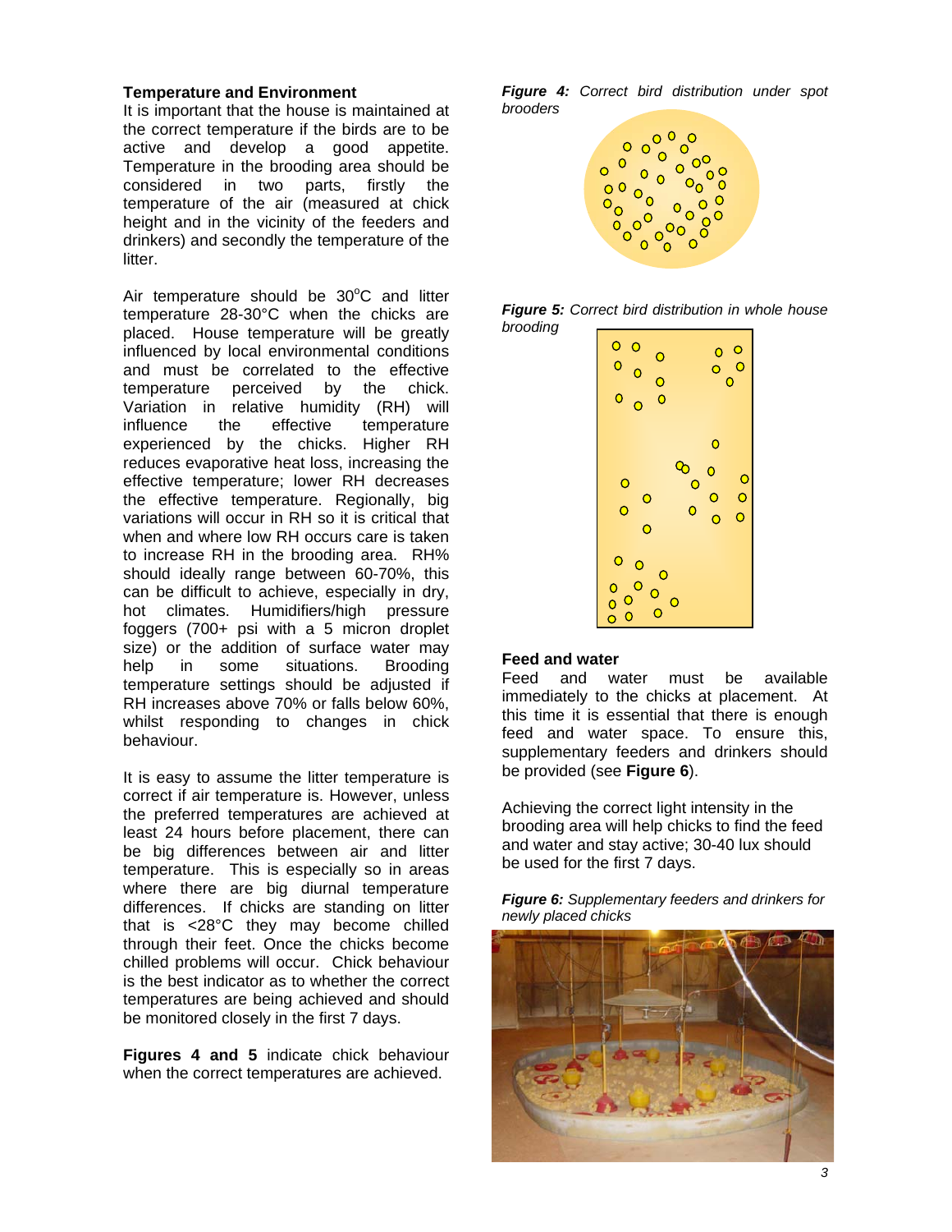### Temperature and Environment

It is important that the house is maintained at the correct temperature if the birds are to be active and develop a good appetite. Temperature in the brooding area should be considered in two parts, firstly the temperature of the air (measured at chick height and in the vicinity of the feeders and drinkers) and secondly the temperature of the litter.

Air temperature should be 30°C and litter temperature 28-30°C when the chicks are placed. House temperature will be greatly influenced by local environmental conditions and must be correlated to the effective temperature perceived by the chick. Variation in relative humidity (RH) will influence the effective temperature experienced by the chicks. Higher RH reduces evaporative heat loss, increasing the effective temperature; lower RH decreases the effective temperature. Regionally, big variations will occur in RH so it is critical that when and where low RH occurs care is taken to increase RH in the brooding area. RH% should ideally range between 60-70%, this can be difficult to achieve, especially in dry, hot climates. Humidifiers/high pressure foggers (700+ psi with a 5 micron droplet size) or the addition of surface water may help in some situations. Brooding temperature settings should be adjusted if RH increases above 70% or falls below 60%, whilst responding to changes in chick behaviour.

It is easy to assume the litter temperature is correct if air temperature is. However, unless the preferred temperatures are achieved at least 24 hours before placement, there can be big differences between air and litter temperature. This is especially so in areas where there are big diurnal temperature differences. If chicks are standing on litter that is <28°C they may become chilled through their feet. Once the chicks become chilled problems will occur. Chick behaviour is the best indicator as to whether the correct temperatures are being achieved and should be monitored closely in the first 7 days.

**Figures 4 and 5** indicate chick behaviour when the correct temperatures are achieved.

***Figure 4:*** *Correct bird distribution under spot brooders*

***Figure 5:*** *Correct bird distribution in whole house brooding*

### Feed and water

Feed and water must be available immediately to the chicks at placement. At this time it is essential that there is enough feed and water space. To ensure this, supplementary feeders and drinkers should be provided (see **Figure 6**).

Achieving the correct light intensity in the brooding area will help chicks to find the feed and water and stay active; 30-40 lux should be used for the first 7 days.

***Figure 6:*** *Supplementary feeders and drinkers for newly placed chicks*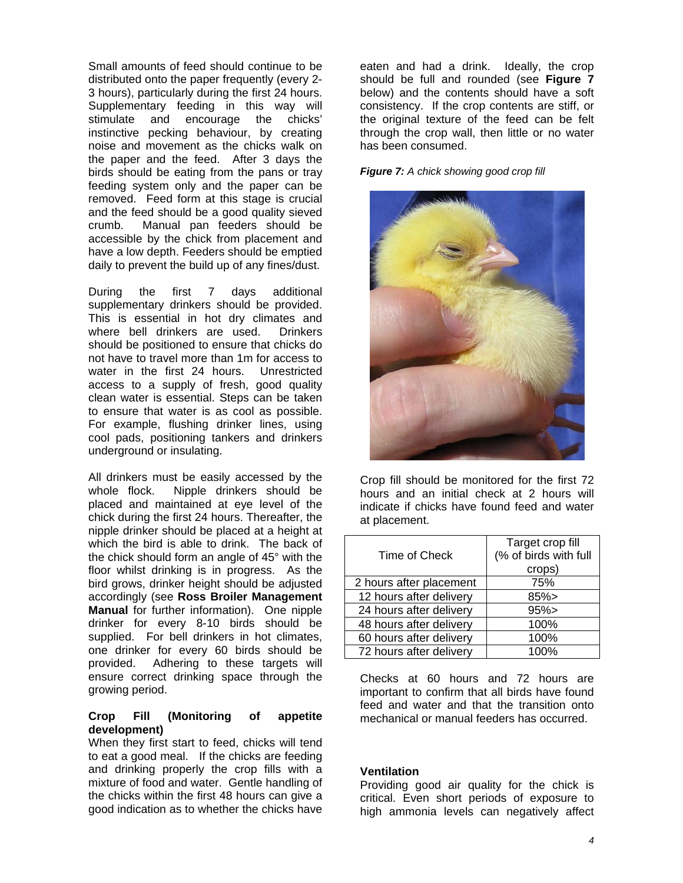Small amounts of feed should continue to be distributed onto the paper frequently (every 2-3 hours), particularly during the first 24 hours. Supplementary feeding in this way will stimulate and encourage the chicks' instinctive pecking behaviour, by creating noise and movement as the chicks walk on the paper and the feed. After 3 days the birds should be eating from the pans or tray feeding system only and the paper can be removed. Feed form at this stage is crucial and the feed should be a good quality sieved crumb. Manual pan feeders should be accessible by the chick from placement and have a low depth. Feeders should be emptied daily to prevent the build up of any fines/dust.

During the first 7 days additional supplementary drinkers should be provided. This is essential in hot dry climates and where bell drinkers are used. Drinkers should be positioned to ensure that chicks do not have to travel more than 1m for access to water in the first 24 hours. Unrestricted access to a supply of fresh, good quality clean water is essential. Steps can be taken to ensure that water is as cool as possible. For example, flushing drinker lines, using cool pads, positioning tankers and drinkers underground or insulating.

All drinkers must be easily accessed by the whole flock. Nipple drinkers should be placed and maintained at eye level of the chick during the first 24 hours. Thereafter, the nipple drinker should be placed at a height at which the bird is able to drink. The back of the chick should form an angle of 45° with the floor whilst drinking is in progress. As the bird grows, drinker height should be adjusted accordingly (see **Ross Broiler Management Manual** for further information). One nipple drinker for every 8-10 birds should be supplied. For bell drinkers in hot climates, one drinker for every 60 birds should be provided. Adhering to these targets will ensure correct drinking space through the growing period.

### Crop Fill (Monitoring of appetite development)

When they first start to feed, chicks will tend to eat a good meal. If the chicks are feeding and drinking properly the crop fills with a mixture of food and water. Gentle handling of the chicks within the first 48 hours can give a good indication as to whether the chicks have eaten and had a drink. Ideally, the crop should be full and rounded (see **Figure 7** below) and the contents should have a soft consistency. If the crop contents are stiff, or the original texture of the feed can be felt through the crop wall, then little or no water has been consumed.

***Figure 7:*** *A chick showing good crop fill*

Crop fill should be monitored for the first 72 hours and an initial check at 2 hours will indicate if chicks have found feed and water at placement.

| Time of Check | Target crop fill (% of birds with full crops) |
|---|---|
| 2 hours after placement | 75% |
| 12 hours after delivery | 85%> |
| 24 hours after delivery | 95%> |
| 48 hours after delivery | 100% |
| 60 hours after delivery | 100% |
| 72 hours after delivery | 100% |

Checks at 60 hours and 72 hours are important to confirm that all birds have found feed and water and that the transition onto mechanical or manual feeders has occurred.

### Ventilation

Providing good air quality for the chick is critical. Even short periods of exposure to high ammonia levels can negatively affect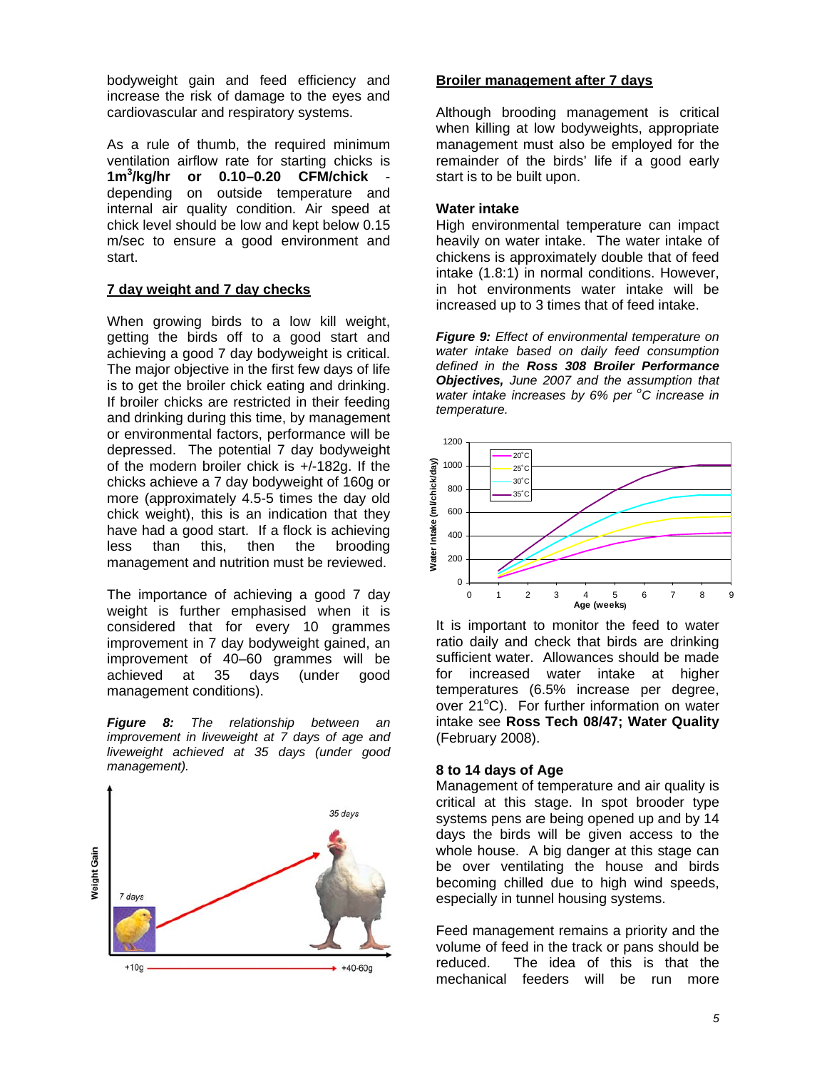bodyweight gain and feed efficiency and increase the risk of damage to the eyes and cardiovascular and respiratory systems.

As a rule of thumb, the required minimum ventilation airflow rate for starting chicks is **1m$^3$/kg/hr or 0.10–0.20 CFM/chick** - depending on outside temperature and internal air quality condition. Air speed at chick level should be low and kept below 0.15 m/sec to ensure a good environment and start.

## 7 day weight and 7 day checks

When growing birds to a low kill weight, getting the birds off to a good start and achieving a good 7 day bodyweight is critical. The major objective in the first few days of life is to get the broiler chick eating and drinking. If broiler chicks are restricted in their feeding and drinking during this time, by management or environmental factors, performance will be depressed. The potential 7 day bodyweight of the modern broiler chick is +/-182g. If the chicks achieve a 7 day bodyweight of 160g or more (approximately 4.5-5 times the day old chick weight), this is an indication that they have had a good start. If a flock is achieving less than this, then the brooding management and nutrition must be reviewed.

The importance of achieving a good 7 day weight is further emphasised when it is considered that for every 10 grammes improvement in 7 day bodyweight gained, an improvement of 40–60 grammes will be achieved at 35 days (under good management conditions).

***Figure 8:** The relationship between an improvement in liveweight at 7 days of age and liveweight achieved at 35 days (under good management).*

Weight Gain
7 days
35 days
+10g
+40-60g

## Broiler management after 7 days

Although brooding management is critical when killing at low bodyweights, appropriate management must also be employed for the remainder of the birds' life if a good early start is to be built upon.

### Water intake

High environmental temperature can impact heavily on water intake. The water intake of chickens is approximately double that of feed intake (1.8:1) in normal conditions. However, in hot environments water intake will be increased up to 3 times that of feed intake.

***Figure 9:** Effect of environmental temperature on water intake based on daily feed consumption defined in the **Ross 308 Broiler Performance Objectives,** June 2007 and the assumption that water intake increases by 6% per $^o$C increase in temperature.*

Water Intake (ml/chick/day)
0
200
400
600
800
1000
1200
20°C
25°C
30°C
35°C
Age (weeks)
0 1 2 3 4 5 6 7 8 9

It is important to monitor the feed to water ratio daily and check that birds are drinking sufficient water. Allowances should be made for increased water intake at higher temperatures (6.5% increase per degree, over 21$^o$C). For further information on water intake see **Ross Tech 08/47; Water Quality** (February 2008).

### 8 to 14 days of Age

Management of temperature and air quality is critical at this stage. In spot brooder type systems pens are being opened up and by 14 days the birds will be given access to the whole house. A big danger at this stage can be over ventilating the house and birds becoming chilled due to high wind speeds, especially in tunnel housing systems.

Feed management remains a priority and the volume of feed in the track or pans should be reduced. The idea of this is that the mechanical feeders will be run more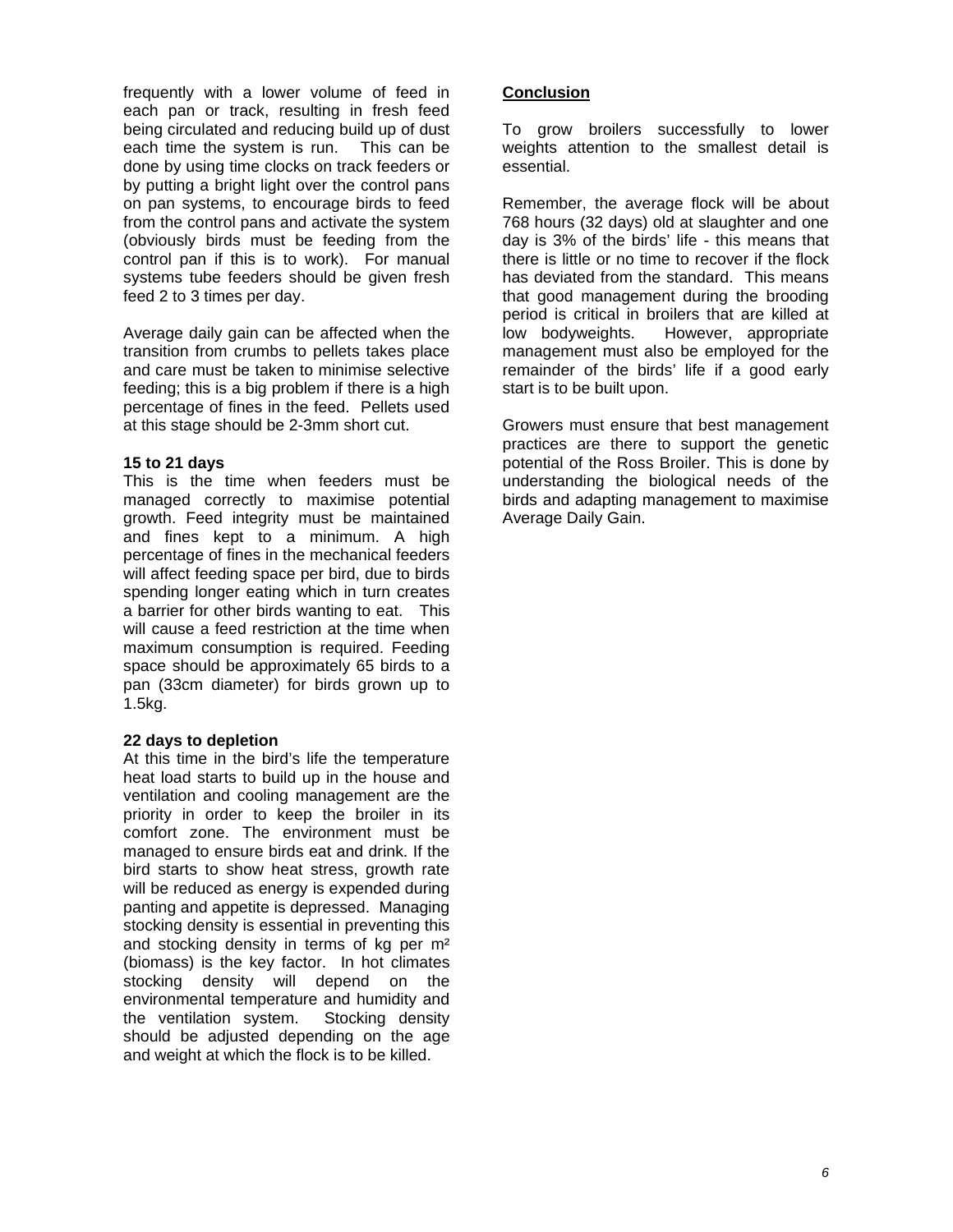frequently with a lower volume of feed in each pan or track, resulting in fresh feed being circulated and reducing build up of dust each time the system is run. This can be done by using time clocks on track feeders or by putting a bright light over the control pans on pan systems, to encourage birds to feed from the control pans and activate the system (obviously birds must be feeding from the control pan if this is to work). For manual systems tube feeders should be given fresh feed 2 to 3 times per day.

Average daily gain can be affected when the transition from crumbs to pellets takes place and care must be taken to minimise selective feeding; this is a big problem if there is a high percentage of fines in the feed. Pellets used at this stage should be 2-3mm short cut.

**15 to 21 days**

This is the time when feeders must be managed correctly to maximise potential growth. Feed integrity must be maintained and fines kept to a minimum. A high percentage of fines in the mechanical feeders will affect feeding space per bird, due to birds spending longer eating which in turn creates a barrier for other birds wanting to eat. This will cause a feed restriction at the time when maximum consumption is required. Feeding space should be approximately 65 birds to a pan (33cm diameter) for birds grown up to 1.5kg.

**22 days to depletion**

At this time in the bird's life the temperature heat load starts to build up in the house and ventilation and cooling management are the priority in order to keep the broiler in its comfort zone. The environment must be managed to ensure birds eat and drink. If the bird starts to show heat stress, growth rate will be reduced as energy is expended during panting and appetite is depressed. Managing stocking density is essential in preventing this and stocking density in terms of kg per m² (biomass) is the key factor. In hot climates stocking density will depend on the environmental temperature and humidity and the ventilation system. Stocking density should be adjusted depending on the age and weight at which the flock is to be killed.

## Conclusion

To grow broilers successfully to lower weights attention to the smallest detail is essential.

Remember, the average flock will be about 768 hours (32 days) old at slaughter and one day is 3% of the birds' life - this means that there is little or no time to recover if the flock has deviated from the standard. This means that good management during the brooding period is critical in broilers that are killed at low bodyweights. However, appropriate management must also be employed for the remainder of the birds' life if a good early start is to be built upon.

Growers must ensure that best management practices are there to support the genetic potential of the Ross Broiler. This is done by understanding the biological needs of the birds and adapting management to maximise Average Daily Gain.